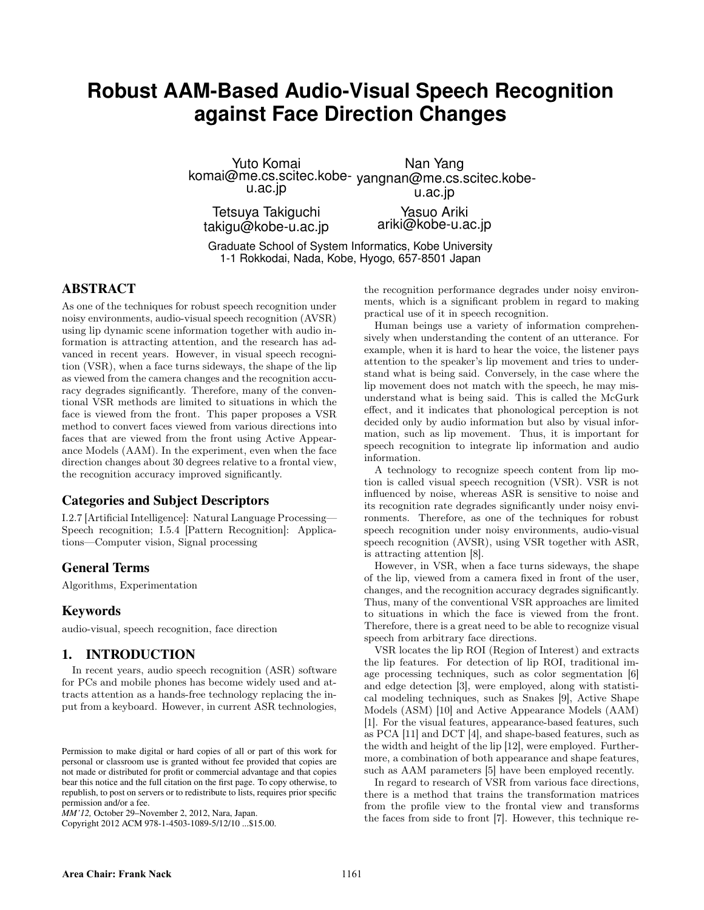# Robust AAM-Based Audio-Visual Speech Recognition against Face Direction Changes

Yuto Komai
komai@me.cs.scitec.kobe-u.ac.jp

Nan Yang
yangnan@me.cs.scitec.kobe-u.ac.jp

Tetsuya Takiguchi
takigu@kobe-u.ac.jp

Yasuo Ariki
ariki@kobe-u.ac.jp

Graduate School of System Informatics, Kobe University
1-1 Rokkodai, Nada, Kobe, Hyogo, 657-8501 Japan

## ABSTRACT

As one of the techniques for robust speech recognition under noisy environments, audio-visual speech recognition (AVSR) using lip dynamic scene information together with audio information is attracting attention, and the research has advanced in recent years. However, in visual speech recognition (VSR), when a face turns sideways, the shape of the lip as viewed from the camera changes and the recognition accuracy degrades significantly. Therefore, many of the conventional VSR methods are limited to situations in which the face is viewed from the front. This paper proposes a VSR method to convert faces viewed from various directions into faces that are viewed from the front using Active Appearance Models (AAM). In the experiment, even when the face direction changes about 30 degrees relative to a frontal view, the recognition accuracy improved significantly.

### Categories and Subject Descriptors

I.2.7 [Artificial Intelligence]: Natural Language Processing—Speech recognition; I.5.4 [Pattern Recognition]: Applications—Computer vision, Signal processing

### General Terms

Algorithms, Experimentation

### Keywords

audio-visual, speech recognition, face direction

## 1. INTRODUCTION

In recent years, audio speech recognition (ASR) software for PCs and mobile phones has become widely used and attracts attention as a hands-free technology replacing the input from a keyboard. However, in current ASR technologies, the recognition performance degrades under noisy environments, which is a significant problem in regard to making practical use of it in speech recognition.

Human beings use a variety of information comprehensively when understanding the content of an utterance. For example, when it is hard to hear the voice, the listener pays attention to the speaker's lip movement and tries to understand what is being said. Conversely, in the case where the lip movement does not match with the speech, he may misunderstand what is being said. This is called the McGurk effect, and it indicates that phonological perception is not decided only by audio information but also by visual information, such as lip movement. Thus, it is important for speech recognition to integrate lip information and audio information.

A technology to recognize speech content from lip motion is called visual speech recognition (VSR). VSR is not influenced by noise, whereas ASR is sensitive to noise and its recognition rate degrades significantly under noisy environments. Therefore, as one of the techniques for robust speech recognition under noisy environments, audio-visual speech recognition (AVSR), using VSR together with ASR, is attracting attention [8].

However, in VSR, when a face turns sideways, the shape of the lip, viewed from a camera fixed in front of the user, changes, and the recognition accuracy degrades significantly. Thus, many of the conventional VSR approaches are limited to situations in which the face is viewed from the front. Therefore, there is a great need to be able to recognize visual speech from arbitrary face directions.

VSR locates the lip ROI (Region of Interest) and extracts the lip features. For detection of lip ROI, traditional image processing techniques, such as color segmentation [6] and edge detection [3], were employed, along with statistical modeling techniques, such as Snakes [9], Active Shape Models (ASM) [10] and Active Appearance Models (AAM) [1]. For the visual features, appearance-based features, such as PCA [11] and DCT [4], and shape-based features, such as the width and height of the lip [12], were employed. Furthermore, a combination of both appearance and shape features, such as AAM parameters [5] have been employed recently.

In regard to research of VSR from various face directions, there is a method that trains the transformation matrices from the profile view to the frontal view and transforms the faces from side to front [7]. However, this technique re-

Permission to make digital or hard copies of all or part of this work for personal or classroom use is granted without fee provided that copies are not made or distributed for profit or commercial advantage and that copies bear this notice and the full citation on the first page. To copy otherwise, to republish, to post on servers or to redistribute to lists, requires prior specific permission and/or a fee.
*MM'12,* October 29–November 2, 2012, Nara, Japan.
Copyright 2012 ACM 978-1-4503-1089-5/12/10 ...$15.00.

Area Chair: Frank Nack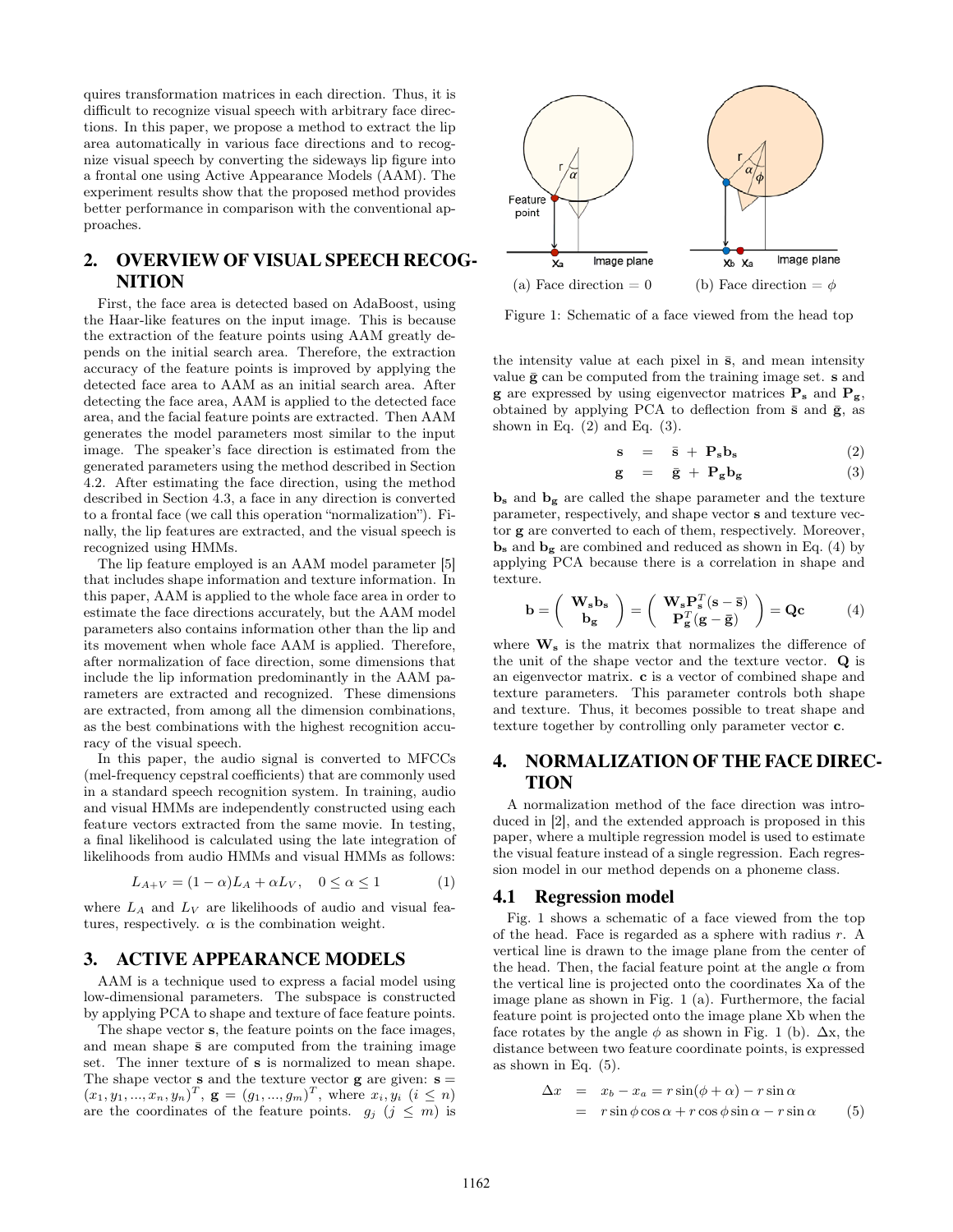quires transformation matrices in each direction. Thus, it is difficult to recognize visual speech with arbitrary face directions. In this paper, we propose a method to extract the lip area automatically in various face directions and to recognize visual speech by converting the sideways lip figure into a frontal one using Active Appearance Models (AAM). The experiment results show that the proposed method provides better performance in comparison with the conventional approaches.

## 2. OVERVIEW OF VISUAL SPEECH RECOGNITION

First, the face area is detected based on AdaBoost, using the Haar-like features on the input image. This is because the extraction of the feature points using AAM greatly depends on the initial search area. Therefore, the extraction accuracy of the feature points is improved by applying the detected face area to AAM as an initial search area. After detecting the face area, AAM is applied to the detected face area, and the facial feature points are extracted. Then AAM generates the model parameters most similar to the input image. The speaker's face direction is estimated from the generated parameters using the method described in Section 4.2. After estimating the face direction, using the method described in Section 4.3, a face in any direction is converted to a frontal face (we call this operation "normalization"). Finally, the lip features are extracted, and the visual speech is recognized using HMMs.

The lip feature employed is an AAM model parameter [5] that includes shape information and texture information. In this paper, AAM is applied to the whole face area in order to estimate the face directions accurately, but the AAM model parameters also contains information other than the lip and its movement when whole face AAM is applied. Therefore, after normalization of face direction, some dimensions that include the lip information predominantly in the AAM parameters are extracted and recognized. These dimensions are extracted, from among all the dimension combinations, as the best combinations with the highest recognition accuracy of the visual speech.

In this paper, the audio signal is converted to MFCCs (mel-frequency cepstral coefficients) that are commonly used in a standard speech recognition system. In training, audio and visual HMMs are independently constructed using each feature vectors extracted from the same movie. In testing, a final likelihood is calculated using the late integration of likelihoods from audio HMMs and visual HMMs as follows:

$$L_{A+V} = (1-\alpha)L_A + \alpha L_V, \quad 0 \leq \alpha \leq 1 \tag{1}$$

where $L_A$ and $L_V$ are likelihoods of audio and visual features, respectively. $\alpha$ is the combination weight.

## 3. ACTIVE APPEARANCE MODELS

AAM is a technique used to express a facial model using low-dimensional parameters. The subspace is constructed by applying PCA to shape and texture of face feature points.

The shape vector $\mathbf{s}$, the feature points on the face images, and mean shape $\bar{\mathbf{s}}$ are computed from the training image set. The inner texture of $\mathbf{s}$ is normalized to mean shape. The shape vector $\mathbf{s}$ and the texture vector $\mathbf{g}$ are given: $\mathbf{s} = (x_1, y_1, ..., x_n, y_n)^T$, $\mathbf{g} = (g_1, ..., g_m)^T$, where $x_i, y_i$ $(i \leq n)$ are the coordinates of the feature points. $g_j$ $(j \leq m)$ is the intensity value at each pixel in $\bar{\mathbf{s}}$, and mean intensity value $\bar{\mathbf{g}}$ can be computed from the training image set. $\mathbf{s}$ and $\mathbf{g}$ are expressed by using eigenvector matrices $\mathbf{P_s}$ and $\mathbf{P_g}$, obtained by applying PCA to deflection from $\bar{\mathbf{s}}$ and $\bar{\mathbf{g}}$, as shown in Eq. (2) and Eq. (3).

$$\mathbf{s} = \bar{\mathbf{s}} + \mathbf{P_s b_s} \tag{2}$$

$$\mathbf{g} = \bar{\mathbf{g}} + \mathbf{P_g b_g} \tag{3}$$

$\mathbf{b_s}$ and $\mathbf{b_g}$ are called the shape parameter and the texture parameter, respectively, and shape vector $\mathbf{s}$ and texture vector $\mathbf{g}$ are converted to each of them, respectively. Moreover, $\mathbf{b_s}$ and $\mathbf{b_g}$ are combined and reduced as shown in Eq. (4) by applying PCA because there is a correlation in shape and texture.

$$\mathbf{b} = \begin{pmatrix} \mathbf{W_s b_s} \\ \mathbf{b_g} \end{pmatrix} = \begin{pmatrix} \mathbf{W_s P_s}^T(\mathbf{s} - \bar{\mathbf{s}}) \\ \mathbf{P_g}^T(\mathbf{g} - \bar{\mathbf{g}}) \end{pmatrix} = \mathbf{Qc} \tag{4}$$

where $\mathbf{W_s}$ is the matrix that normalizes the difference of the unit of the shape vector and the texture vector. $\mathbf{Q}$ is an eigenvector matrix. $\mathbf{c}$ is a vector of combined shape and texture parameters. This parameter controls both shape and texture. Thus, it becomes possible to treat shape and texture together by controlling only parameter vector $\mathbf{c}$.

Feature point

Xa

Image plane

(a) Face direction = 0

Xb Xa

Image plane

(b) Face direction = $\phi$

Figure 1: Schematic of a face viewed from the head top

## 4. NORMALIZATION OF THE FACE DIRECTION

A normalization method of the face direction was introduced in [2], and the extended approach is proposed in this paper, where a multiple regression model is used to estimate the visual feature instead of a single regression. Each regression model in our method depends on a phoneme class.

### 4.1 Regression model

Fig. 1 shows a schematic of a face viewed from the top of the head. Face is regarded as a sphere with radius $r$. A vertical line is drawn to the image plane from the center of the head. Then, the facial feature point at the angle $\alpha$ from the vertical line is projected onto the coordinates Xa of the image plane as shown in Fig. 1 (a). Furthermore, the facial feature point is projected onto the image plane Xb when the face rotates by the angle $\phi$ as shown in Fig. 1 (b). $\Delta$x, the distance between two feature coordinate points, is expressed as shown in Eq. (5).

$$\begin{aligned} \Delta x &= x_b - x_a = r\sin(\phi + \alpha) - r\sin\alpha \\ &= r\sin\phi\cos\alpha + r\cos\phi\sin\alpha - r\sin\alpha \end{aligned} \tag{5}$$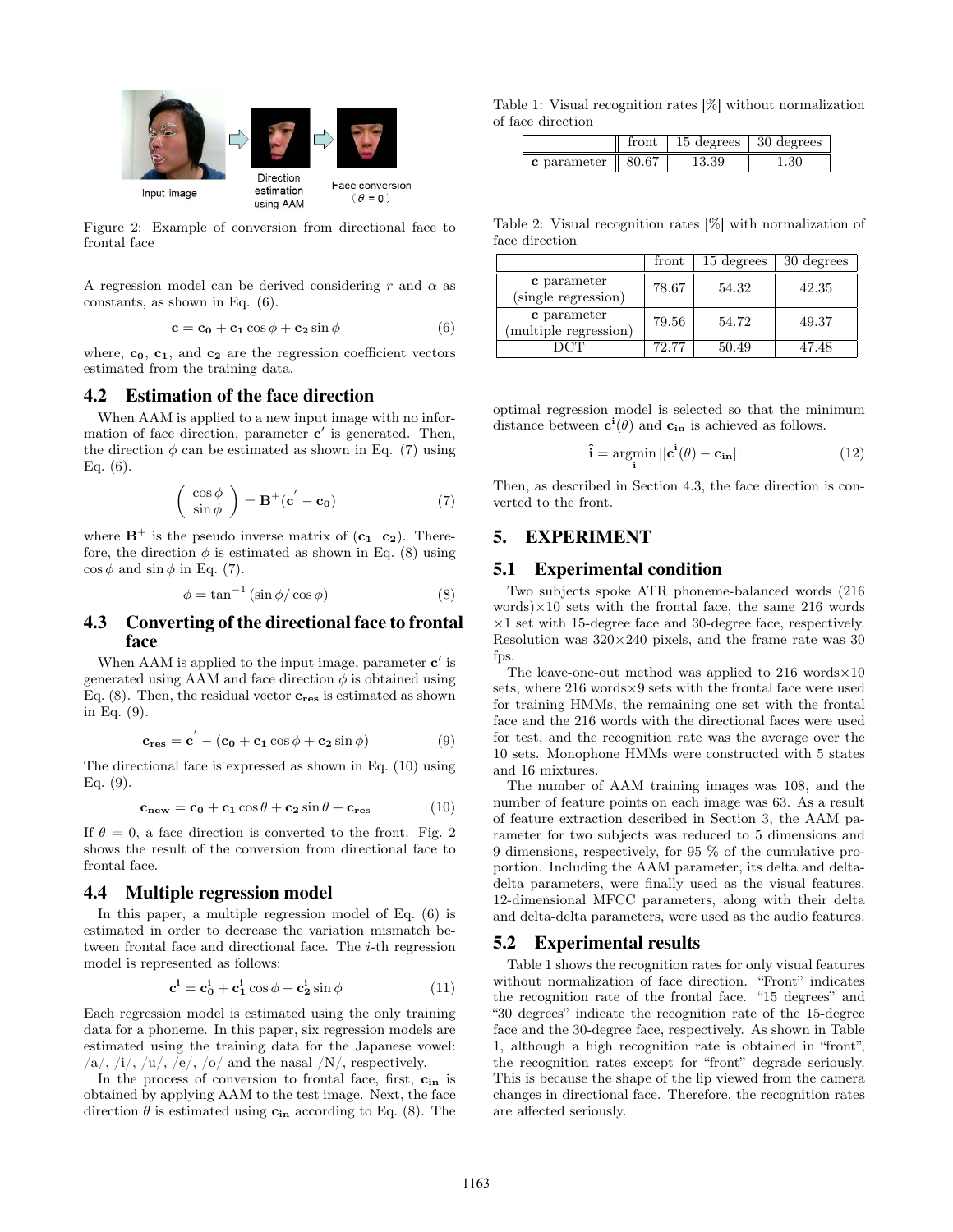Input image

Direction estimation using AAM

Face conversion ( $\theta = 0$ )

Figure 2: Example of conversion from directional face to frontal face

A regression model can be derived considering $r$ and $\alpha$ as constants, as shown in Eq. (6).

$$\mathbf{c} = \mathbf{c_0} + \mathbf{c_1} \cos\phi + \mathbf{c_2} \sin\phi \tag{6}$$

where, $\mathbf{c_0}$, $\mathbf{c_1}$, and $\mathbf{c_2}$ are the regression coefficient vectors estimated from the training data.

## 4.2 Estimation of the face direction

When AAM is applied to a new input image with no information of face direction, parameter $\mathbf{c}'$ is generated. Then, the direction $\phi$ can be estimated as shown in Eq. (7) using Eq. (6).

$$\begin{pmatrix} \cos\phi \\ \sin\phi \end{pmatrix} = \mathbf{B}^{+}(\mathbf{c}' - \mathbf{c_0}) \tag{7}$$

where $\mathbf{B}^{+}$ is the pseudo inverse matrix of $(\mathbf{c_1} \ \ \mathbf{c_2})$. Therefore, the direction $\phi$ is estimated as shown in Eq. (8) using $\cos\phi$ and $\sin\phi$ in Eq. (7).

$$\phi = \tan^{-1}(\sin\phi / \cos\phi) \tag{8}$$

## 4.3 Converting of the directional face to frontal face

When AAM is applied to the input image, parameter $\mathbf{c}'$ is generated using AAM and face direction $\phi$ is obtained using Eq. (8). Then, the residual vector $\mathbf{c_{res}}$ is estimated as shown in Eq. (9).

$$\mathbf{c_{res}} = \mathbf{c}' - (\mathbf{c_0} + \mathbf{c_1}\cos\phi + \mathbf{c_2}\sin\phi) \tag{9}$$

The directional face is expressed as shown in Eq. (10) using Eq. (9).

$$\mathbf{c_{new}} = \mathbf{c_0} + \mathbf{c_1}\cos\theta + \mathbf{c_2}\sin\theta + \mathbf{c_{res}} \tag{10}$$

If $\theta = 0$, a face direction is converted to the front. Fig. 2 shows the result of the conversion from directional face to frontal face.

## 4.4 Multiple regression model

In this paper, a multiple regression model of Eq. (6) is estimated in order to decrease the variation mismatch between frontal face and directional face. The $i$-th regression model is represented as follows:

$$\mathbf{c^i} = \mathbf{c^i_0} + \mathbf{c^i_1}\cos\phi + \mathbf{c^i_2}\sin\phi \tag{11}$$

Each regression model is estimated using the only training data for a phoneme. In this paper, six regression models are estimated using the training data for the Japanese vowel: /a/, /i/, /u/, /e/, /o/ and the nasal /N/, respectively.

In the process of conversion to frontal face, first, $\mathbf{c_{in}}$ is obtained by applying AAM to the test image. Next, the face direction $\theta$ is estimated using $\mathbf{c_{in}}$ according to Eq. (8). The optimal regression model is selected so that the minimum distance between $\mathbf{c^i}(\theta)$ and $\mathbf{c_{in}}$ is achieved as follows.

$$\hat{\mathbf{i}} = \underset{\mathbf{i}}{\operatorname{argmin}} ||\mathbf{c^i}(\theta) - \mathbf{c_{in}}|| \tag{12}$$

Then, as described in Section 4.3, the face direction is converted to the front.

Table 1: Visual recognition rates [%] without normalization of face direction

| | front | 15 degrees | 30 degrees |
|---|---|---|---|
| **c** parameter | 80.67 | 13.39 | 1.30 |

Table 2: Visual recognition rates [%] with normalization of face direction

| | front | 15 degrees | 30 degrees |
|---|---|---|---|
| **c** parameter (single regression) | 78.67 | 54.32 | 42.35 |
| **c** parameter (multiple regression) | 79.56 | 54.72 | 49.37 |
| DCT | 72.77 | 50.49 | 47.48 |

# 5. EXPERIMENT

## 5.1 Experimental condition

Two subjects spoke ATR phoneme-balanced words (216 words)×10 sets with the frontal face, the same 216 words ×1 set with 15-degree face and 30-degree face, respectively. Resolution was 320×240 pixels, and the frame rate was 30 fps.

The leave-one-out method was applied to 216 words×10 sets, where 216 words×9 sets with the frontal face were used for training HMMs, the remaining one set with the frontal face and the 216 words with the directional faces were used for test, and the recognition rate was the average over the 10 sets. Monophone HMMs were constructed with 5 states and 16 mixtures.

The number of AAM training images was 108, and the number of feature points on each image was 63. As a result of feature extraction described in Section 3, the AAM parameter for two subjects was reduced to 5 dimensions and 9 dimensions, respectively, for 95 % of the cumulative proportion. Including the AAM parameter, its delta and delta-delta parameters, were finally used as the visual features. 12-dimensional MFCC parameters, along with their delta and delta-delta parameters, were used as the audio features.

## 5.2 Experimental results

Table 1 shows the recognition rates for only visual features without normalization of face direction. "Front" indicates the recognition rate of the frontal face. "15 degrees" and "30 degrees" indicate the recognition rate of the 15-degree face and the 30-degree face, respectively. As shown in Table 1, although a high recognition rate is obtained in "front", the recognition rates except for "front" degrade seriously. This is because the shape of the lip viewed from the camera changes in directional face. Therefore, the recognition rates are affected seriously.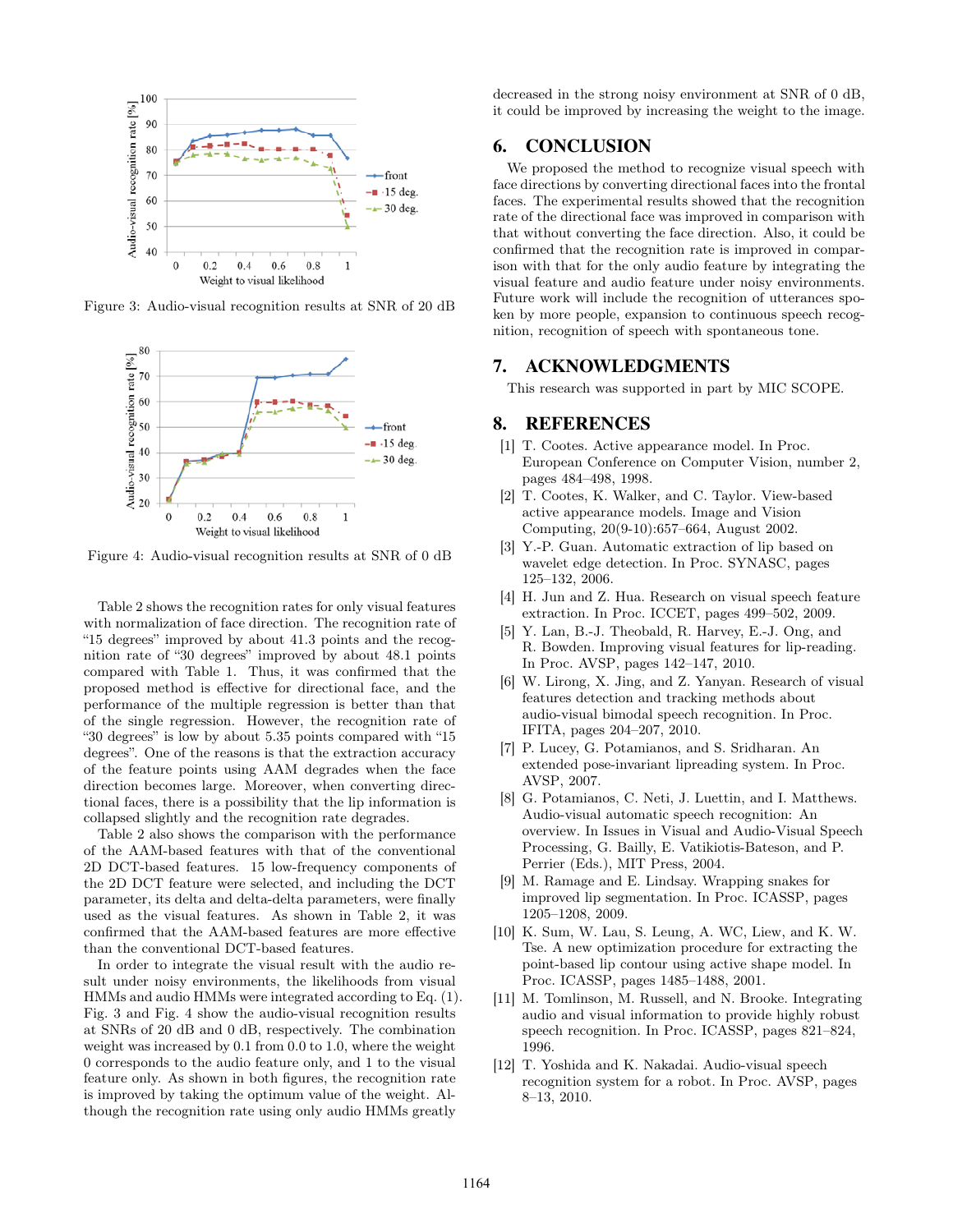Audio-visual recognition rate [%]

100
90
80
70
60
50
40

0 0.2 0.4 0.6 0.8 1

Weight to visual likelihood

front
15 deg.
30 deg.

Figure 3: Audio-visual recognition results at SNR of 20 dB

Audio-visual recognition rate [%]

80
70
60
50
40
30
20

0 0.2 0.4 0.6 0.8 1

Weight to visual likelihood

front
15 deg.
30 deg.

Figure 4: Audio-visual recognition results at SNR of 0 dB

Table 2 shows the recognition rates for only visual features with normalization of face direction. The recognition rate of "15 degrees" improved by about 41.3 points and the recognition rate of "30 degrees" improved by about 48.1 points compared with Table 1. Thus, it was confirmed that the proposed method is effective for directional face, and the performance of the multiple regression is better than that of the single regression. However, the recognition rate of "30 degrees" is low by about 5.35 points compared with "15 degrees". One of the reasons is that the extraction accuracy of the feature points using AAM degrades when the face direction becomes large. Moreover, when converting directional faces, there is a possibility that the lip information is collapsed slightly and the recognition rate degrades.

Table 2 also shows the comparison with the performance of the AAM-based features with that of the conventional 2D DCT-based features. 15 low-frequency components of the 2D DCT feature were selected, and including the DCT parameter, its delta and delta-delta parameters, were finally used as the visual features. As shown in Table 2, it was confirmed that the AAM-based features are more effective than the conventional DCT-based features.

In order to integrate the visual result with the audio result under noisy environments, the likelihoods from visual HMMs and audio HMMs were integrated according to Eq. (1). Fig. 3 and Fig. 4 show the audio-visual recognition results at SNRs of 20 dB and 0 dB, respectively. The combination weight was increased by 0.1 from 0.0 to 1.0, where the weight 0 corresponds to the audio feature only, and 1 to the visual feature only. As shown in both figures, the recognition rate is improved by taking the optimum value of the weight. Although the recognition rate using only audio HMMs greatly decreased in the strong noisy environment at SNR of 0 dB, it could be improved by increasing the weight to the image.

## 6. CONCLUSION

We proposed the method to recognize visual speech with face directions by converting directional faces into the frontal faces. The experimental results showed that the recognition rate of the directional face was improved in comparison with that without converting the face direction. Also, it could be confirmed that the recognition rate is improved in comparison with that for the only audio feature by integrating the visual feature and audio feature under noisy environments. Future work will include the recognition of utterances spoken by more people, expansion to continuous speech recognition, recognition of speech with spontaneous tone.

## 7. ACKNOWLEDGMENTS

This research was supported in part by MIC SCOPE.

## 8. REFERENCES

[1] T. Cootes. Active appearance model. In Proc. European Conference on Computer Vision, number 2, pages 484–498, 1998.

[2] T. Cootes, K. Walker, and C. Taylor. View-based active appearance models. Image and Vision Computing, 20(9-10):657–664, August 2002.

[3] Y.-P. Guan. Automatic extraction of lip based on wavelet edge detection. In Proc. SYNASC, pages 125–132, 2006.

[4] H. Jun and Z. Hua. Research on visual speech feature extraction. In Proc. ICCET, pages 499–502, 2009.

[5] Y. Lan, B.-J. Theobald, R. Harvey, E.-J. Ong, and R. Bowden. Improving visual features for lip-reading. In Proc. AVSP, pages 142–147, 2010.

[6] W. Lirong, X. Jing, and Z. Yanyan. Research of visual features detection and tracking methods about audio-visual bimodal speech recognition. In Proc. IFITA, pages 204–207, 2010.

[7] P. Lucey, G. Potamianos, and S. Sridharan. An extended pose-invariant lipreading system. In Proc. AVSP, 2007.

[8] G. Potamianos, C. Neti, J. Luettin, and I. Matthews. Audio-visual automatic speech recognition: An overview. In Issues in Visual and Audio-Visual Speech Processing, G. Bailly, E. Vatikiotis-Bateson, and P. Perrier (Eds.), MIT Press, 2004.

[9] M. Ramage and E. Lindsay. Wrapping snakes for improved lip segmentation. In Proc. ICASSP, pages 1205–1208, 2009.

[10] K. Sum, W. Lau, S. Leung, A. WC, Liew, and K. W. Tse. A new optimization procedure for extracting the point-based lip contour using active shape model. In Proc. ICASSP, pages 1485–1488, 2001.

[11] M. Tomlinson, M. Russell, and N. Brooke. Integrating audio and visual information to provide highly robust speech recognition. In Proc. ICASSP, pages 821–824, 1996.

[12] T. Yoshida and K. Nakadai. Audio-visual speech recognition system for a robot. In Proc. AVSP, pages 8–13, 2010.